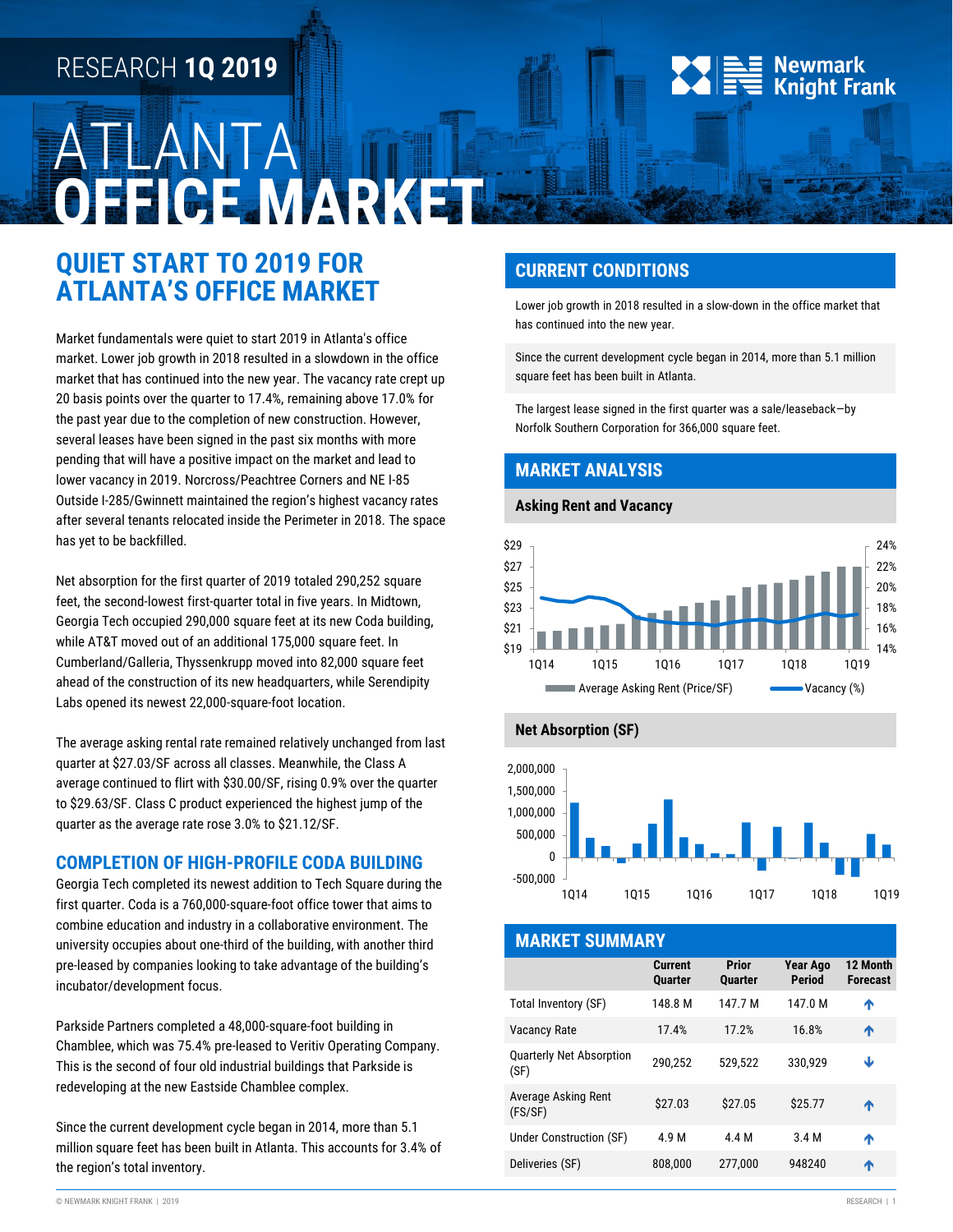# RESEARCH 1Q 2019

# ATLANTA OFFICE MARKET

## QUIET START TO 2019 FOR ATLANTA'S OFFICE MARKET

Market fundamentals were quiet to start 2019 in Atlanta's office market. Lower job growth in 2018 resulted in a slowdown in the office market that has continued into the new year. The vacancy rate crept up 20 basis points over the quarter to 17.4%, remaining above 17.0% for the past year due to the completion of new construction. However, several leases have been signed in the past six months with more pending that will have a positive impact on the market and lead to lower vacancy in 2019. Norcross/Peachtree Corners and NE I-85 Outside I-285/Gwinnett maintained the region's highest vacancy rates after several tenants relocated inside the Perimeter in 2018. The space has yet to be backfilled.

Net absorption for the first quarter of 2019 totaled 290,252 square feet, the second-lowest first-quarter total in five years. In Midtown, Georgia Tech occupied 290,000 square feet at its new Coda building, while AT&T moved out of an additional 175,000 square feet. In Cumberland/Galleria, Thyssenkrupp moved into 82,000 square feet ahead of the construction of its new headquarters, while Serendipity Labs opened its newest 22,000-square-foot location.

The average asking rental rate remained relatively unchanged from last quarter at $27.03/SF across all classes. Meanwhile, the Class A average continued to flirt with $30.00/SF, rising 0.9% over the quarter to $29.63/SF. Class C product experienced the highest jump of the quarter as the average rate rose 3.0% to $21.12/SF.

## COMPLETION OF HIGH-PROFILE CODA BUILDING

Georgia Tech completed its newest addition to Tech Square during the first quarter. Coda is a 760,000-square-foot office tower that aims to combine education and industry in a collaborative environment. The university occupies about one-third of the building, with another third pre-leased by companies looking to take advantage of the building's incubator/development focus.

Parkside Partners completed a 48,000-square-foot building in Chamblee, which was 75.4% pre-leased to Veritiv Operating Company. This is the second of four old industrial buildings that Parkside is redeveloping at the new Eastside Chamblee complex.

Since the current development cycle began in 2014, more than 5.1 million square feet has been built in Atlanta. This accounts for 3.4% of the region's total inventory.

## CURRENT CONDITIONS

Lower job growth in 2018 resulted in a slow-down in the office market that has continued into the new year.

Since the current development cycle began in 2014, more than 5.1 million square feet has been built in Atlanta.

The largest lease signed in the first quarter was a sale/leaseback—by Norfolk Southern Corporation for 366,000 square feet.

## MARKET ANALYSIS

### Asking Rent and Vacancy

### Net Absorption (SF)

## MARKET SUMMARY

| | Current Quarter | Prior Quarter | Year Ago Period | 12 Month Forecast |
|---|---|---|---|---|
| Total Inventory (SF) | 148.8 M | 147.7 M | 147.0 M | ↑ |
| Vacancy Rate | 17.4% | 17.2% | 16.8% | ↑ |
| Quarterly Net Absorption (SF) | 290,252 | 529,522 | 330,929 | ↓ |
| Average Asking Rent (FS/SF) | $27.03 | $27.05 | $25.77 | ↑ |
| Under Construction (SF) | 4.9 M | 4.4 M | 3.4 M | ↑ |
| Deliveries (SF) | 808,000 | 277,000 | 948240 | ↑ |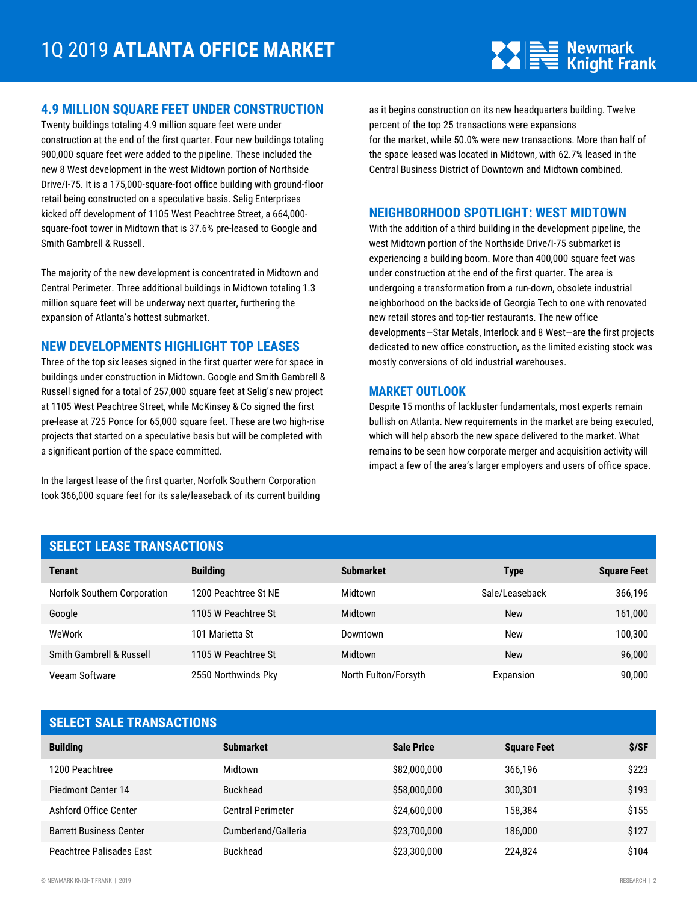# 1Q 2019 ATLANTA OFFICE MARKET

## 4.9 MILLION SQUARE FEET UNDER CONSTRUCTION

Twenty buildings totaling 4.9 million square feet were under construction at the end of the first quarter. Four new buildings totaling 900,000 square feet were added to the pipeline. These included the new 8 West development in the west Midtown portion of Northside Drive/I-75. It is a 175,000-square-foot office building with ground-floor retail being constructed on a speculative basis. Selig Enterprises kicked off development of 1105 West Peachtree Street, a 664,000-square-foot tower in Midtown that is 37.6% pre-leased to Google and Smith Gambrell & Russell.

The majority of the new development is concentrated in Midtown and Central Perimeter. Three additional buildings in Midtown totaling 1.3 million square feet will be underway next quarter, furthering the expansion of Atlanta's hottest submarket.

## NEW DEVELOPMENTS HIGHLIGHT TOP LEASES

Three of the top six leases signed in the first quarter were for space in buildings under construction in Midtown. Google and Smith Gambrell & Russell signed for a total of 257,000 square feet at Selig's new project at 1105 West Peachtree Street, while McKinsey & Co signed the first pre-lease at 725 Ponce for 65,000 square feet. These are two high-rise projects that started on a speculative basis but will be completed with a significant portion of the space committed.

In the largest lease of the first quarter, Norfolk Southern Corporation took 366,000 square feet for its sale/leaseback of its current building as it begins construction on its new headquarters building. Twelve percent of the top 25 transactions were expansions for the market, while 50.0% were new transactions. More than half of the space leased was located in Midtown, with 62.7% leased in the Central Business District of Downtown and Midtown combined.

## NEIGHBORHOOD SPOTLIGHT: WEST MIDTOWN

With the addition of a third building in the development pipeline, the west Midtown portion of the Northside Drive/I-75 submarket is experiencing a building boom. More than 400,000 square feet was under construction at the end of the first quarter. The area is undergoing a transformation from a run-down, obsolete industrial neighborhood on the backside of Georgia Tech to one with renovated new retail stores and top-tier restaurants. The new office developments—Star Metals, Interlock and 8 West—are the first projects dedicated to new office construction, as the limited existing stock was mostly conversions of old industrial warehouses.

## MARKET OUTLOOK

Despite 15 months of lackluster fundamentals, most experts remain bullish on Atlanta. New requirements in the market are being executed, which will help absorb the new space delivered to the market. What remains to be seen how corporate merger and acquisition activity will impact a few of the area's larger employers and users of office space.

## SELECT LEASE TRANSACTIONS

| Tenant | Building | Submarket | Type | Square Feet |
|---|---|---|---|---|
| Norfolk Southern Corporation | 1200 Peachtree St NE | Midtown | Sale/Leaseback | 366,196 |
| Google | 1105 W Peachtree St | Midtown | New | 161,000 |
| WeWork | 101 Marietta St | Downtown | New | 100,300 |
| Smith Gambrell & Russell | 1105 W Peachtree St | Midtown | New | 96,000 |
| Veeam Software | 2550 Northwinds Pky | North Fulton/Forsyth | Expansion | 90,000 |

## SELECT SALE TRANSACTIONS

| Building | Submarket | Sale Price | Square Feet | $/SF |
|---|---|---|---|---|
| 1200 Peachtree | Midtown | $82,000,000 | 366,196 | $223 |
| Piedmont Center 14 | Buckhead | $58,000,000 | 300,301 | $193 |
| Ashford Office Center | Central Perimeter | $24,600,000 | 158,384 | $155 |
| Barrett Business Center | Cumberland/Galleria | $23,700,000 | 186,000 | $127 |
| Peachtree Palisades East | Buckhead | $23,300,000 | 224,824 | $104 |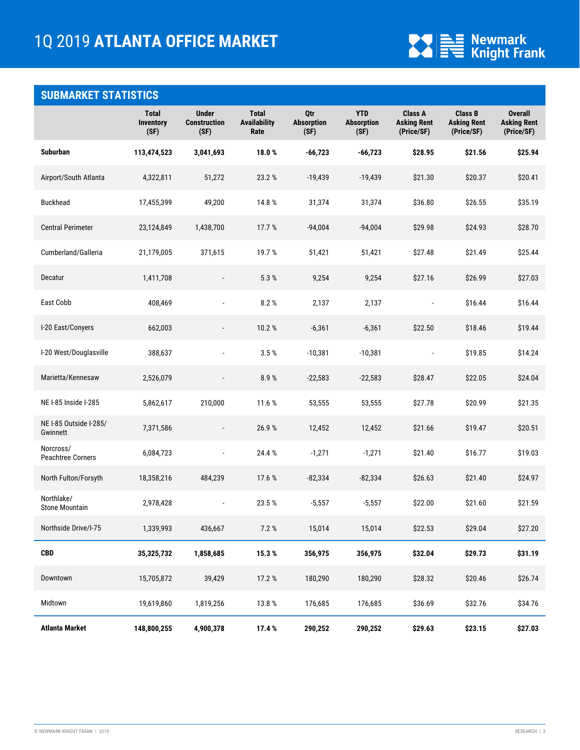# 1Q 2019 **ATLANTA OFFICE MARKET**

## SUBMARKET STATISTICS

| | Total Inventory (SF) | Under Construction (SF) | Total Availability Rate | Qtr Absorption (SF) | YTD Absorption (SF) | Class A Asking Rent (Price/SF) | Class B Asking Rent (Price/SF) | Overall Asking Rent (Price/SF) |
|---|---|---|---|---|---|---|---|---|
| **Suburban** | **113,474,523** | **3,041,693** | **18.0 %** | **-66,723** | **-66,723** | **$28.95** | **$21.56** | **$25.94** |
| Airport/South Atlanta | 4,322,811 | 51,272 | 23.2 % | -19,439 | -19,439 | $21.30 | $20.37 | $20.41 |
| Buckhead | 17,455,399 | 49,200 | 14.8 % | 31,374 | 31,374 | $36.80 | $26.55 | $35.19 |
| Central Perimeter | 23,124,849 | 1,438,700 | 17.7 % | -94,004 | -94,004 | $29.98 | $24.93 | $28.70 |
| Cumberland/Galleria | 21,179,005 | 371,615 | 19.7 % | 51,421 | 51,421 | $27.48 | $21.49 | $25.44 |
| Decatur | 1,411,708 | - | 5.3 % | 9,254 | 9,254 | $27.16 | $26.99 | $27.03 |
| East Cobb | 408,469 | - | 8.2 % | 2,137 | 2,137 | - | $16.44 | $16.44 |
| I-20 East/Conyers | 662,003 | - | 10.2 % | -6,361 | -6,361 | $22.50 | $18.46 | $19.44 |
| I-20 West/Douglasville | 388,637 | - | 3.5 % | -10,381 | -10,381 | - | $19.85 | $14.24 |
| Marietta/Kennesaw | 2,526,079 | - | 8.9 % | -22,583 | -22,583 | $28.47 | $22.05 | $24.04 |
| NE I-85 Inside I-285 | 5,862,617 | 210,000 | 11.6 % | 53,555 | 53,555 | $27.78 | $20.99 | $21.35 |
| NE I-85 Outside I-285/ Gwinnett | 7,371,586 | - | 26.9 % | 12,452 | 12,452 | $21.66 | $19.47 | $20.51 |
| Norcross/ Peachtree Corners | 6,084,723 | - | 24.4 % | -1,271 | -1,271 | $21.40 | $16.77 | $19.03 |
| North Fulton/Forsyth | 18,358,216 | 484,239 | 17.6 % | -82,334 | -82,334 | $26.63 | $21.40 | $24.97 |
| Northlake/ Stone Mountain | 2,978,428 | - | 23.5 % | -5,557 | -5,557 | $22.00 | $21.60 | $21.59 |
| Northside Drive/I-75 | 1,339,993 | 436,667 | 7.2 % | 15,014 | 15,014 | $22.53 | $29.04 | $27.20 |
| **CBD** | **35,325,732** | **1,858,685** | **15.3 %** | **356,975** | **356,975** | **$32.04** | **$29.73** | **$31.19** |
| Downtown | 15,705,872 | 39,429 | 17.2 % | 180,290 | 180,290 | $28.32 | $20.46 | $26.74 |
| Midtown | 19,619,860 | 1,819,256 | 13.8 % | 176,685 | 176,685 | $36.69 | $32.76 | $34.76 |
| **Atlanta Market** | **148,800,255** | **4,900,378** | **17.4 %** | **290,252** | **290,252** | **$29.63** | **$23.15** | **$27.03** |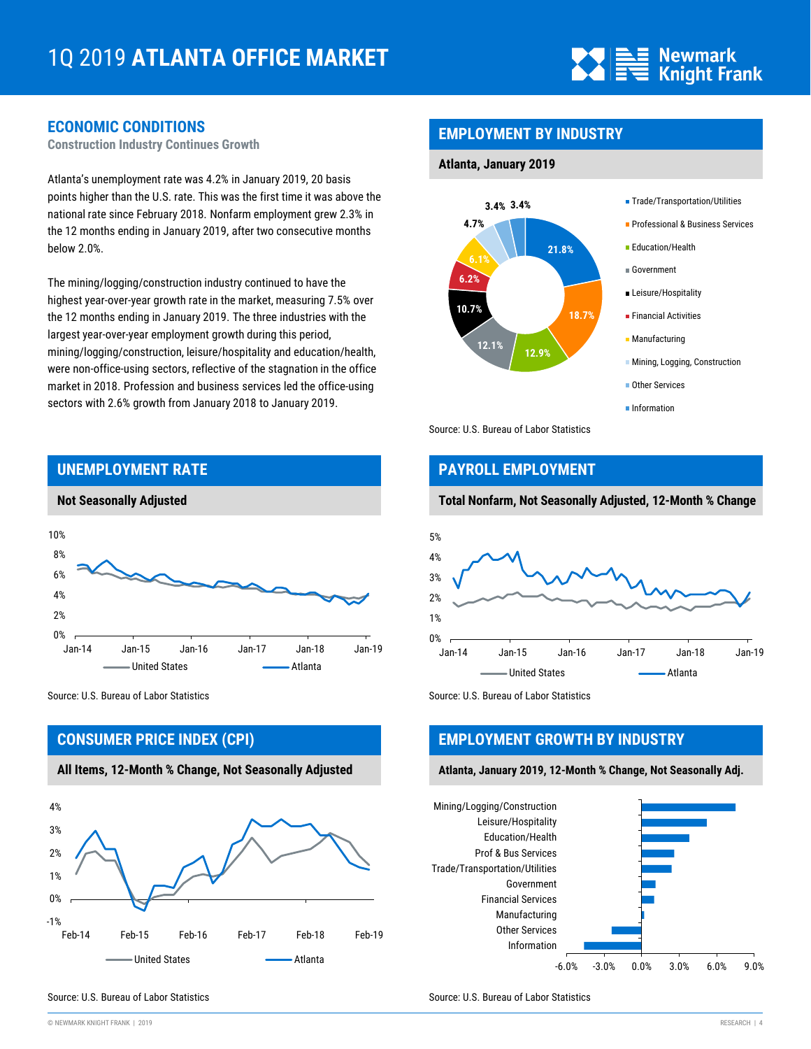# 1Q 2019 ATLANTA OFFICE MARKET

## ECONOMIC CONDITIONS

### Construction Industry Continues Growth

Atlanta's unemployment rate was 4.2% in January 2019, 20 basis points higher than the U.S. rate. This was the first time it was above the national rate since February 2018. Nonfarm employment grew 2.3% in the 12 months ending in January 2019, after two consecutive months below 2.0%.

The mining/logging/construction industry continued to have the highest year-over-year growth rate in the market, measuring 7.5% over the 12 months ending in January 2019. The three industries with the largest year-over-year employment growth during this period, mining/logging/construction, leisure/hospitality and education/health, were non-office-using sectors, reflective of the stagnation in the office market in 2018. Profession and business services led the office-using sectors with 2.6% growth from January 2018 to January 2019.

## EMPLOYMENT BY INDUSTRY

**Atlanta, January 2019**

| Industry | Share |
|---|---|
| Trade/Transportation/Utilities | 21.8% |
| Professional & Business Services | 18.7% |
| Education/Health | 12.9% |
| Government | 12.1% |
| Leisure/Hospitality | 10.7% |
| Financial Activities | 6.2% |
| Manufacturing | 6.1% |
| Mining, Logging, Construction | 4.7% |
| Other Services | 3.4% |
| Information | 3.4% |

Source: U.S. Bureau of Labor Statistics

## UNEMPLOYMENT RATE

**Not Seasonally Adjusted**

Source: U.S. Bureau of Labor Statistics

## PAYROLL EMPLOYMENT

**Total Nonfarm, Not Seasonally Adjusted, 12-Month % Change**

Source: U.S. Bureau of Labor Statistics

## CONSUMER PRICE INDEX (CPI)

**All Items, 12-Month % Change, Not Seasonally Adjusted**

Source: U.S. Bureau of Labor Statistics

## EMPLOYMENT GROWTH BY INDUSTRY

**Atlanta, January 2019, 12-Month % Change, Not Seasonally Adj.**

Source: U.S. Bureau of Labor Statistics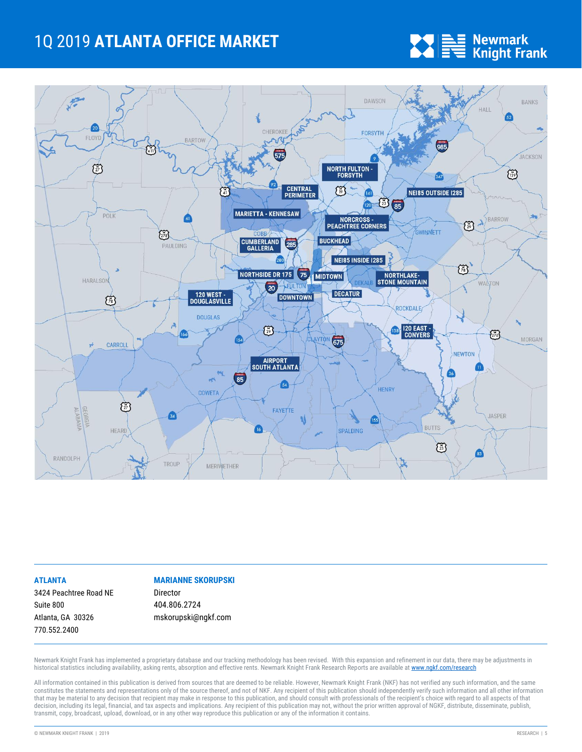# 1Q 2019 ATLANTA OFFICE MARKET

NORTH FULTON - FORSYTH

CENTRAL PERIMETER

MARIETTA - KENNESAW

NEI85 OUTSIDE I285

NORCROSS - PEACHTREE CORNERS

CUMBERLAND GALLERIA

BUCKHEAD

NEI85 INSIDE I285

NORTHSIDE DR 175

MIDTOWN

NORTHLAKE-STONE MOUNTAIN

120 WEST - DOUGLASVILLE

DOWNTOWN

DECATUR

I20 EAST - CONYERS

AIRPORT SOUTH ATLANTA

DAWSON, BANKS, HALL, CHEROKEE, FORSYTH, FLOYD, BARTOW, JACKSON, POLK, COBB, GWINNETT, BARROW, PAULDING, HARALSON, FULTON, DEKALB, WALTON, ROCKDALE, DOUGLAS, CARROLL, CLAYTON, NEWTON, MORGAN, COWETA, HENRY, FAYETTE, JASPER, HEARD, SPALDING, BUTTS, RANDOLPH, TROUP, MERIWETHER, GEORGIA, ALABAMA

**ATLANTA**
3424 Peachtree Road NE
Suite 800
Atlanta, GA 30326
770.552.2400

**MARIANNE SKORUPSKI**
Director
404.806.2724
mskorupski@ngkf.com

Newmark Knight Frank has implemented a proprietary database and our tracking methodology has been revised. With this expansion and refinement in our data, there may be adjustments in historical statistics including availability, asking rents, absorption and effective rents. Newmark Knight Frank Research Reports are available at www.ngkf.com/research

All information contained in this publication is derived from sources that are deemed to be reliable. However, Newmark Knight Frank (NKF) has not verified any such information, and the same constitutes the statements and representations only of the source thereof, and not of NKF. Any recipient of this publication should independently verify such information and all other information that may be material to any decision that recipient may make in response to this publication, and should consult with professionals of the recipient's choice with regard to all aspects of that decision, including its legal, financial, and tax aspects and implications. Any recipient of this publication may not, without the prior written approval of NGKF, distribute, disseminate, publish, transmit, copy, broadcast, upload, download, or in any other way reproduce this publication or any of the information it contains.